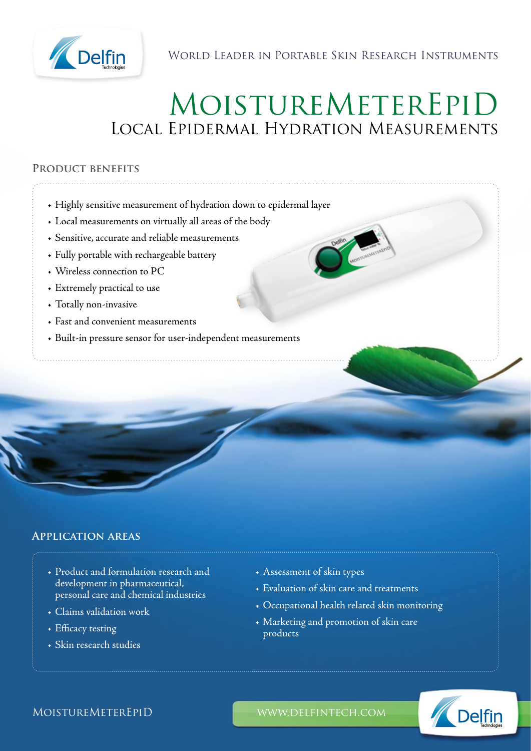World Leader in Portable Skin Research Instruments

# MoistureMeterEpiD

## Local Epidermal Hydration Measurements

### Product benefits

- Highly sensitive measurement of hydration down to epidermal layer
- Local measurements on virtually all areas of the body
- Sensitive, accurate and reliable measurements
- Fully portable with rechargeable battery
- Wireless connection to PC
- Extremely practical to use
- Totally non-invasive
- Fast and convenient measurements
- Built-in pressure sensor for user-independent measurements

### Application areas

- Product and formulation research and development in pharmaceutical, personal care and chemical industries
- Claims validation work
- Efficacy testing
- Skin research studies
- Assessment of skin types
- Evaluation of skin care and treatments
- Occupational health related skin monitoring
- Marketing and promotion of skin care products

MoistureMeterEpiD

www.delfintech.com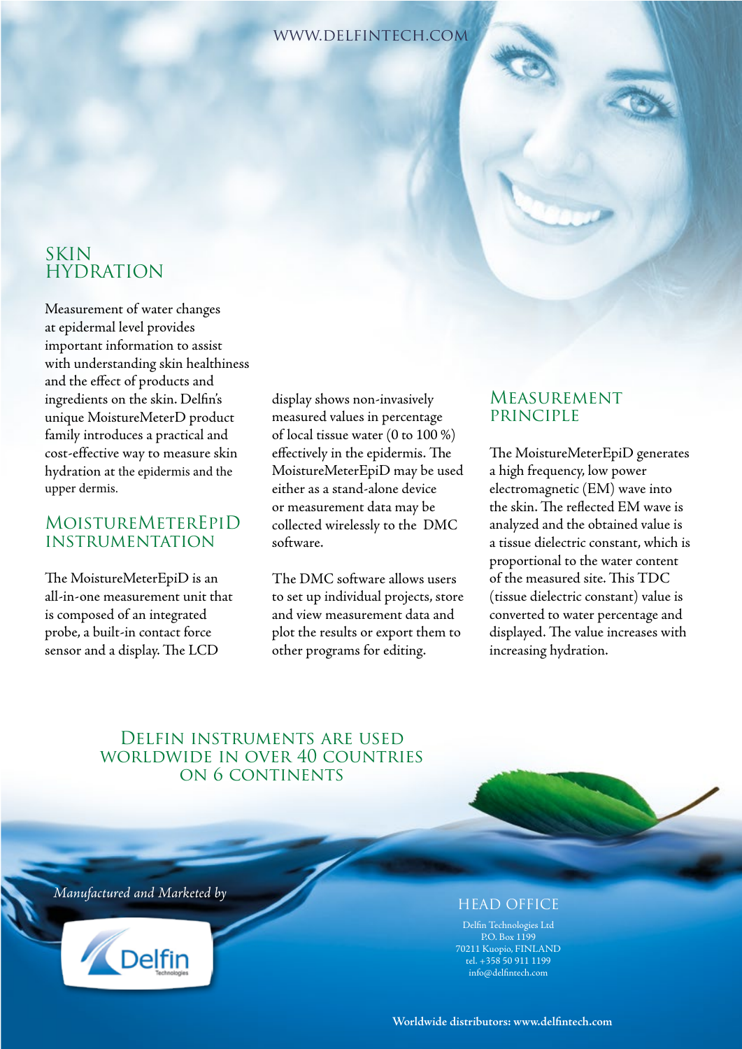WWW.DELFINTECH.COM

## Skin Hydration

Measurement of water changes at epidermal level provides important information to assist with understanding skin healthiness and the effect of products and ingredients on the skin. Delfin's unique MoistureMeterD product family introduces a practical and cost-effective way to measure skin hydration at the epidermis and the upper dermis.

## MoistureMeterEpiD Instrumentation

The MoistureMeterEpiD is an all-in-one measurement unit that is composed of an integrated probe, a built-in contact force sensor and a display. The LCD display shows non-invasively measured values in percentage of local tissue water (0 to 100 %) effectively in the epidermis. The MoistureMeterEpiD may be used either as a stand-alone device or measurement data may be collected wirelessly to the DMC software.

The DMC software allows users to set up individual projects, store and view measurement data and plot the results or export them to other programs for editing.

## Measurement Principle

The MoistureMeterEpiD generates a high frequency, low power electromagnetic (EM) wave into the skin. The reflected EM wave is analyzed and the obtained value is a tissue dielectric constant, which is proportional to the water content of the measured site. This TDC (tissue dielectric constant) value is converted to water percentage and displayed. The value increases with increasing hydration.

## Delfin instruments are used worldwide in over 40 countries on 6 continents

*Manufactured and Marketed by*

Delfin Technologies

### Head Office

Delfin Technologies Ltd
P.O. Box 1199
70211 Kuopio, FINLAND
tel. +358 50 911 1199
info@delfintech.com

**Worldwide distributors: www.delfintech.com**